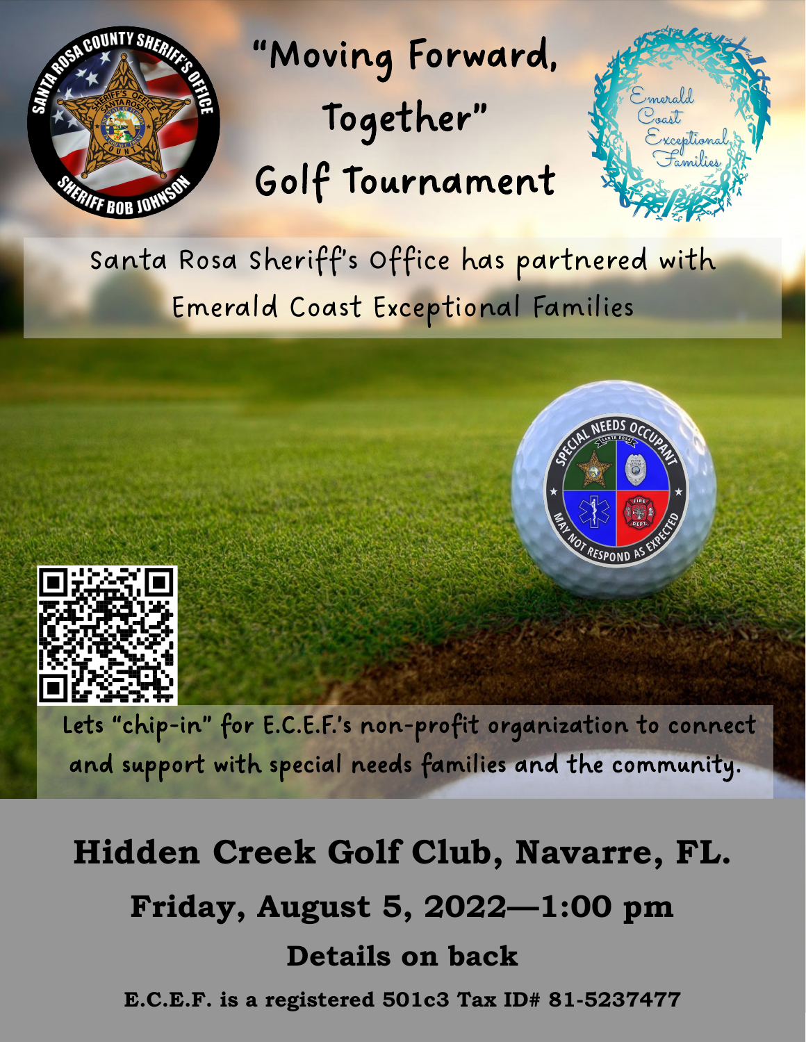# "Moving Forward, Together" Golf Tournament

Santa Rosa Sheriff's Office has partnered with Emerald Coast Exceptional Families

Lets "chip-in" for E.C.E.F.'s non-profit organization to connect and support with special needs families and the community.

**Hidden Creek Golf Club, Navarre, FL.**

**Friday, August 5, 2022—1:00 pm**

**Details on back**

**E.C.E.F. is a registered 501c3 Tax ID# 81-5237477**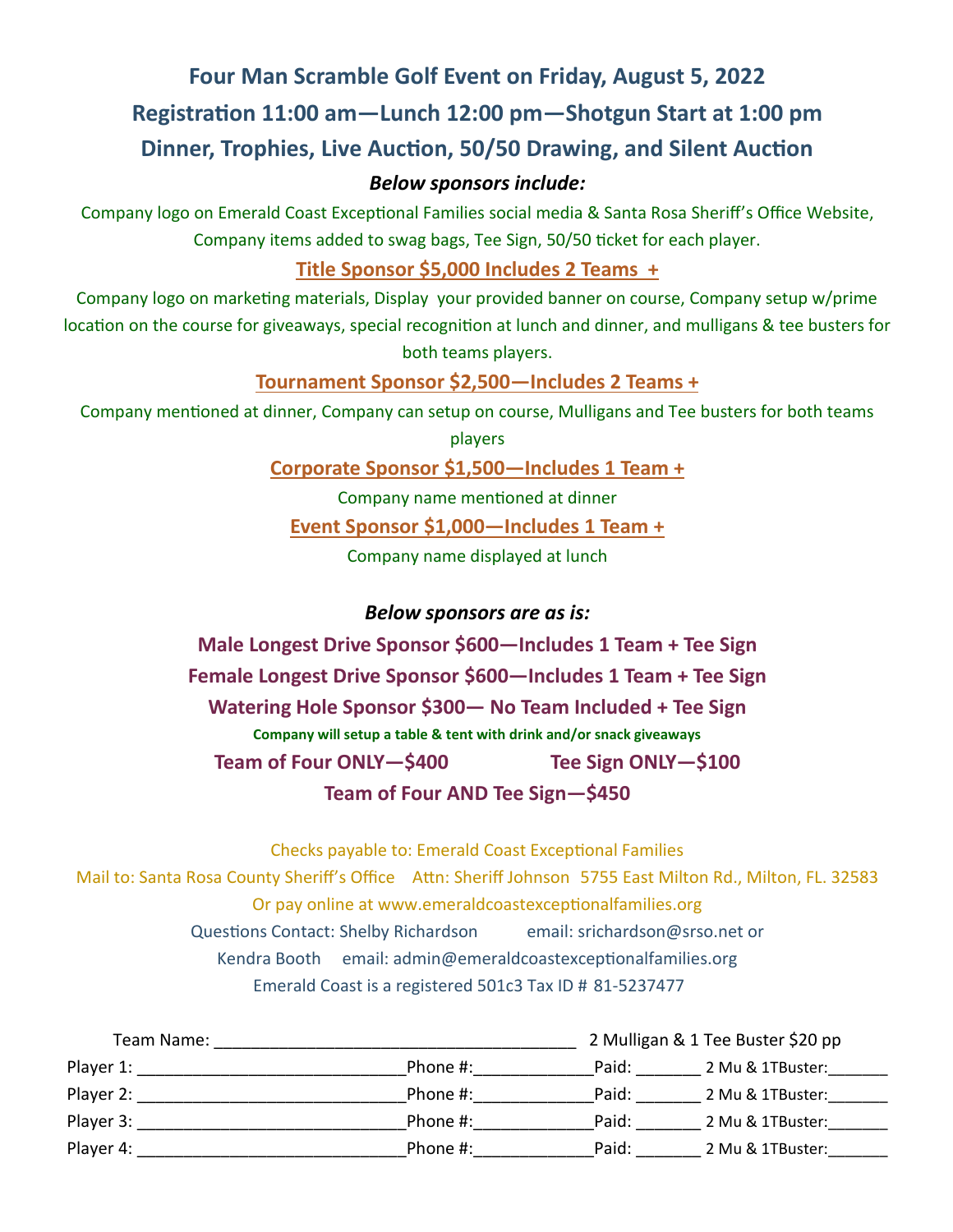## Four Man Scramble Golf Event on Friday, August 5, 2022

## Registration 11:00 am—Lunch 12:00 pm—Shotgun Start at 1:00 pm

## Dinner, Trophies, Live Auction, 50/50 Drawing, and Silent Auction

***Below sponsors include:***

Company logo on Emerald Coast Exceptional Families social media & Santa Rosa Sheriff's Office Website, Company items added to swag bags, Tee Sign, 50/50 ticket for each player.

**Title Sponsor $5,000 Includes 2 Teams +**

Company logo on marketing materials, Display your provided banner on course, Company setup w/prime location on the course for giveaways, special recognition at lunch and dinner, and mulligans & tee busters for both teams players.

**Tournament Sponsor $2,500—Includes 2 Teams +**

Company mentioned at dinner, Company can setup on course, Mulligans and Tee busters for both teams players

**Corporate Sponsor $1,500—Includes 1 Team +**

Company name mentioned at dinner

**Event Sponsor $1,000—Includes 1 Team +**

Company name displayed at lunch

***Below sponsors are as is:***

**Male Longest Drive Sponsor $600—Includes 1 Team + Tee Sign**

**Female Longest Drive Sponsor $600—Includes 1 Team + Tee Sign**

**Watering Hole Sponsor $300— No Team Included + Tee Sign**

**Company will setup a table & tent with drink and/or snack giveaways**

**Team of Four ONLY—$400** **Tee Sign ONLY—$100**

**Team of Four AND Tee Sign—$450**

Checks payable to: Emerald Coast Exceptional Families

Mail to: Santa Rosa County Sheriff's Office Attn: Sheriff Johnson 5755 East Milton Rd., Milton, FL. 32583

Or pay online at www.emeraldcoastexceptionalfamilies.org

Questions Contact: Shelby Richardson email: srichardson@srso.net or

Kendra Booth email: admin@emeraldcoastexceptionalfamilies.org

Emerald Coast is a registered 501c3 Tax ID # 81-5237477

Team Name: ______________________________________ 2 Mulligan & 1 Tee Buster $20 pp

Player 1: ____________________________Phone #:____________Paid: _______ 2 Mu & 1TBuster:_______

Player 2: ____________________________Phone #:____________Paid: _______ 2 Mu & 1TBuster:_______

Player 3: ____________________________Phone #:____________Paid: _______ 2 Mu & 1TBuster:_______

Player 4: ____________________________Phone #:____________Paid: _______ 2 Mu & 1TBuster:_______